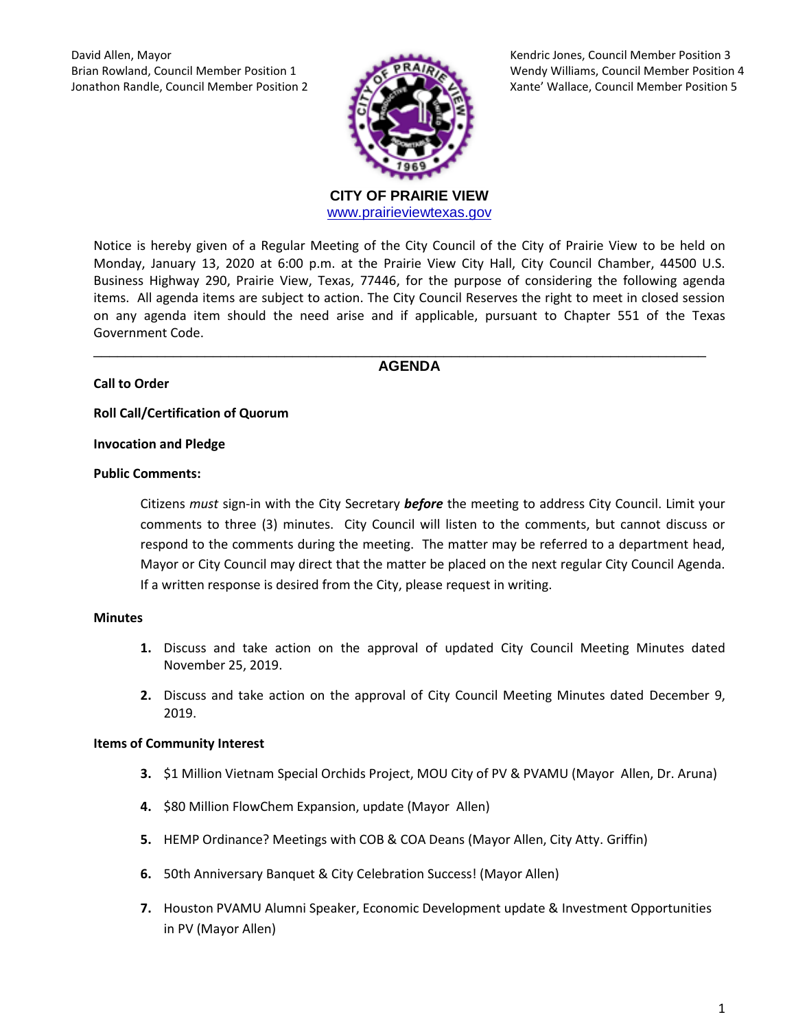David Allen, Mayor
Brian Rowland, Council Member Position 1
Jonathon Randle, Council Member Position 2

Kendric Jones, Council Member Position 3
Wendy Williams, Council Member Position 4
Xante' Wallace, Council Member Position 5

# CITY OF PRAIRIE VIEW

www.prairieviewtexas.gov

Notice is hereby given of a Regular Meeting of the City Council of the City of Prairie View to be held on Monday, January 13, 2020 at 6:00 p.m. at the Prairie View City Hall, City Council Chamber, 44500 U.S. Business Highway 290, Prairie View, Texas, 77446, for the purpose of considering the following agenda items. All agenda items are subject to action. The City Council Reserves the right to meet in closed session on any agenda item should the need arise and if applicable, pursuant to Chapter 551 of the Texas Government Code.

---

## AGENDA

**Call to Order**

**Roll Call/Certification of Quorum**

**Invocation and Pledge**

**Public Comments:**

Citizens *must* sign-in with the City Secretary ***before*** the meeting to address City Council. Limit your comments to three (3) minutes. City Council will listen to the comments, but cannot discuss or respond to the comments during the meeting. The matter may be referred to a department head, Mayor or City Council may direct that the matter be placed on the next regular City Council Agenda. If a written response is desired from the City, please request in writing.

**Minutes**

1. Discuss and take action on the approval of updated City Council Meeting Minutes dated November 25, 2019.
2. Discuss and take action on the approval of City Council Meeting Minutes dated December 9, 2019.

**Items of Community Interest**

3. $1 Million Vietnam Special Orchids Project, MOU City of PV & PVAMU (Mayor Allen, Dr. Aruna)
4. $80 Million FlowChem Expansion, update (Mayor Allen)
5. HEMP Ordinance? Meetings with COB & COA Deans (Mayor Allen, City Atty. Griffin)
6. 50th Anniversary Banquet & City Celebration Success! (Mayor Allen)
7. Houston PVAMU Alumni Speaker, Economic Development update & Investment Opportunities in PV (Mayor Allen)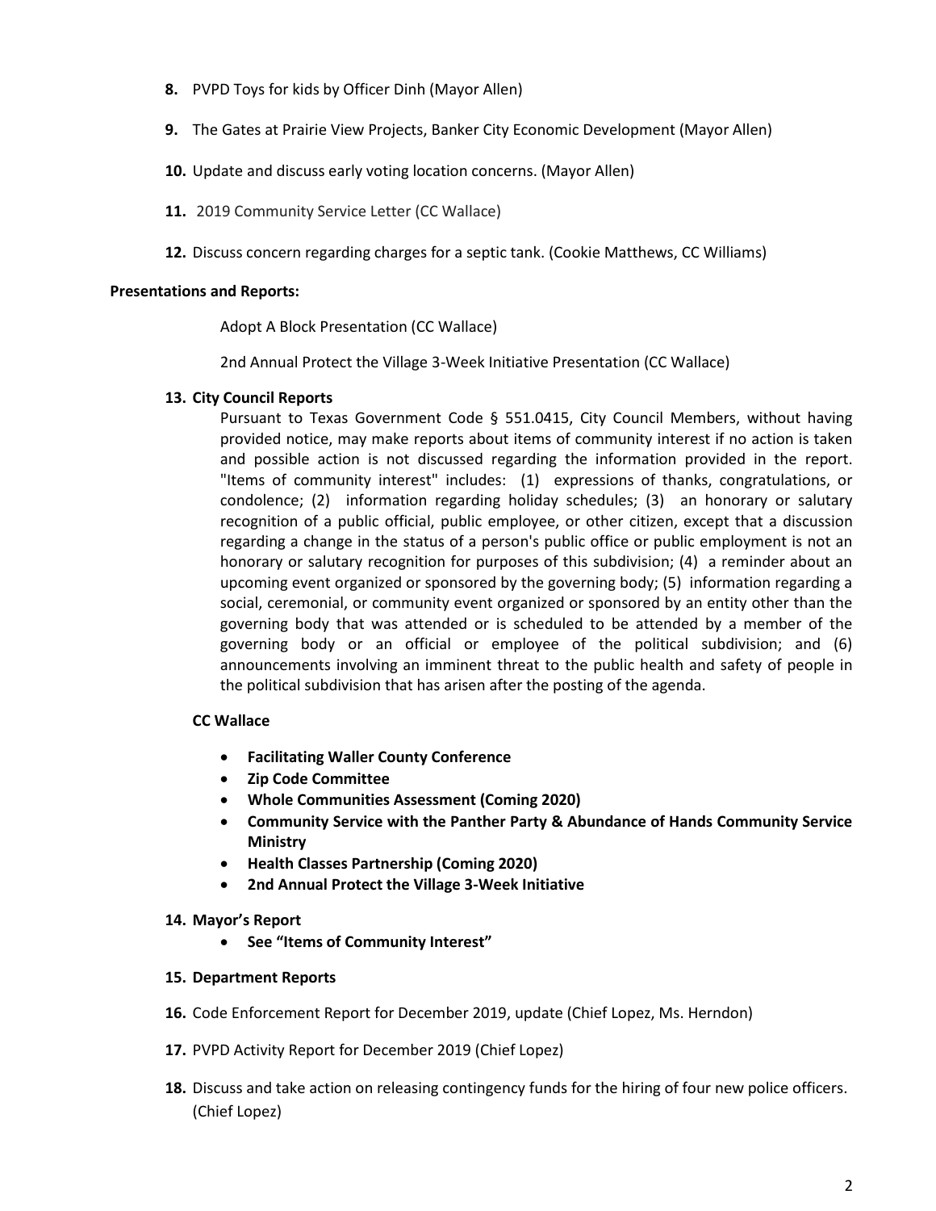8. PVPD Toys for kids by Officer Dinh (Mayor Allen)

9. The Gates at Prairie View Projects, Banker City Economic Development (Mayor Allen)

10. Update and discuss early voting location concerns. (Mayor Allen)

11. 2019 Community Service Letter (CC Wallace)

12. Discuss concern regarding charges for a septic tank. (Cookie Matthews, CC Williams)

**Presentations and Reports:**

Adopt A Block Presentation (CC Wallace)

2nd Annual Protect the Village 3-Week Initiative Presentation (CC Wallace)

13. **City Council Reports**

Pursuant to Texas Government Code § 551.0415, City Council Members, without having provided notice, may make reports about items of community interest if no action is taken and possible action is not discussed regarding the information provided in the report. "Items of community interest" includes: (1) expressions of thanks, congratulations, or condolence; (2) information regarding holiday schedules; (3) an honorary or salutary recognition of a public official, public employee, or other citizen, except that a discussion regarding a change in the status of a person's public office or public employment is not an honorary or salutary recognition for purposes of this subdivision; (4) a reminder about an upcoming event organized or sponsored by the governing body; (5) information regarding a social, ceremonial, or community event organized or sponsored by an entity other than the governing body that was attended or is scheduled to be attended by a member of the governing body or an official or employee of the political subdivision; and (6) announcements involving an imminent threat to the public health and safety of people in the political subdivision that has arisen after the posting of the agenda.

**CC Wallace**

- **Facilitating Waller County Conference**
- **Zip Code Committee**
- **Whole Communities Assessment (Coming 2020)**
- **Community Service with the Panther Party & Abundance of Hands Community Service Ministry**
- **Health Classes Partnership (Coming 2020)**
- **2nd Annual Protect the Village 3-Week Initiative**

14. **Mayor's Report**
    - **See "Items of Community Interest"**

15. **Department Reports**

16. Code Enforcement Report for December 2019, update (Chief Lopez, Ms. Herndon)

17. PVPD Activity Report for December 2019 (Chief Lopez)

18. Discuss and take action on releasing contingency funds for the hiring of four new police officers. (Chief Lopez)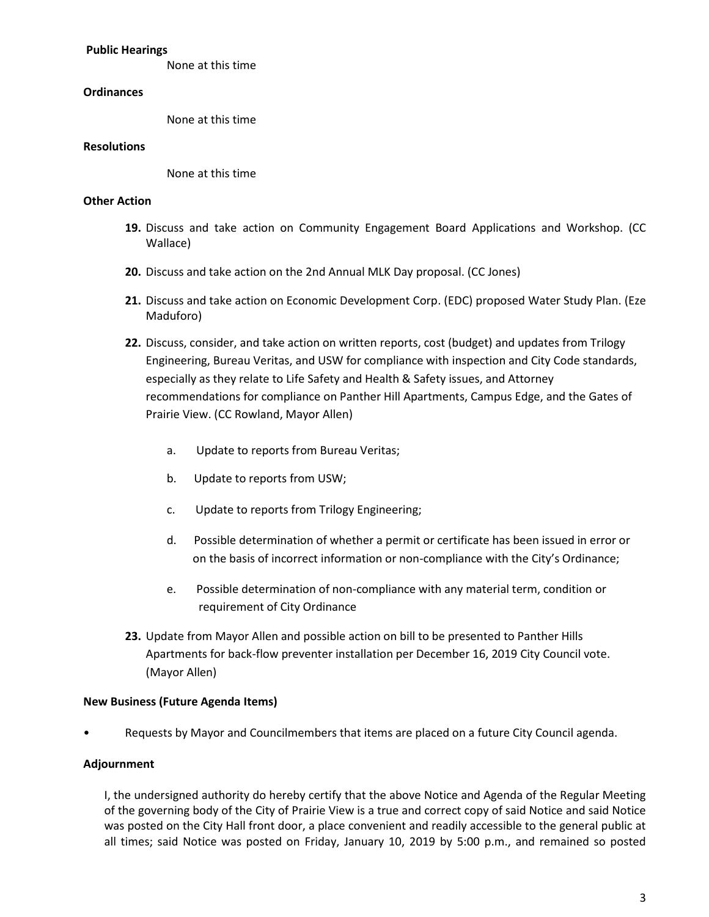**Public Hearings**

None at this time

**Ordinances**

None at this time

**Resolutions**

None at this time

**Other Action**

19. Discuss and take action on Community Engagement Board Applications and Workshop. (CC Wallace)

20. Discuss and take action on the 2nd Annual MLK Day proposal. (CC Jones)

21. Discuss and take action on Economic Development Corp. (EDC) proposed Water Study Plan. (Eze Maduforo)

22. Discuss, consider, and take action on written reports, cost (budget) and updates from Trilogy Engineering, Bureau Veritas, and USW for compliance with inspection and City Code standards, especially as they relate to Life Safety and Health & Safety issues, and Attorney recommendations for compliance on Panther Hill Apartments, Campus Edge, and the Gates of Prairie View. (CC Rowland, Mayor Allen)

    a. Update to reports from Bureau Veritas;

    b. Update to reports from USW;

    c. Update to reports from Trilogy Engineering;

    d. Possible determination of whether a permit or certificate has been issued in error or on the basis of incorrect information or non-compliance with the City's Ordinance;

    e. Possible determination of non-compliance with any material term, condition or requirement of City Ordinance

23. Update from Mayor Allen and possible action on bill to be presented to Panther Hills Apartments for back-flow preventer installation per December 16, 2019 City Council vote. (Mayor Allen)

**New Business (Future Agenda Items)**

- Requests by Mayor and Councilmembers that items are placed on a future City Council agenda.

**Adjournment**

I, the undersigned authority do hereby certify that the above Notice and Agenda of the Regular Meeting of the governing body of the City of Prairie View is a true and correct copy of said Notice and said Notice was posted on the City Hall front door, a place convenient and readily accessible to the general public at all times; said Notice was posted on Friday, January 10, 2019 by 5:00 p.m., and remained so posted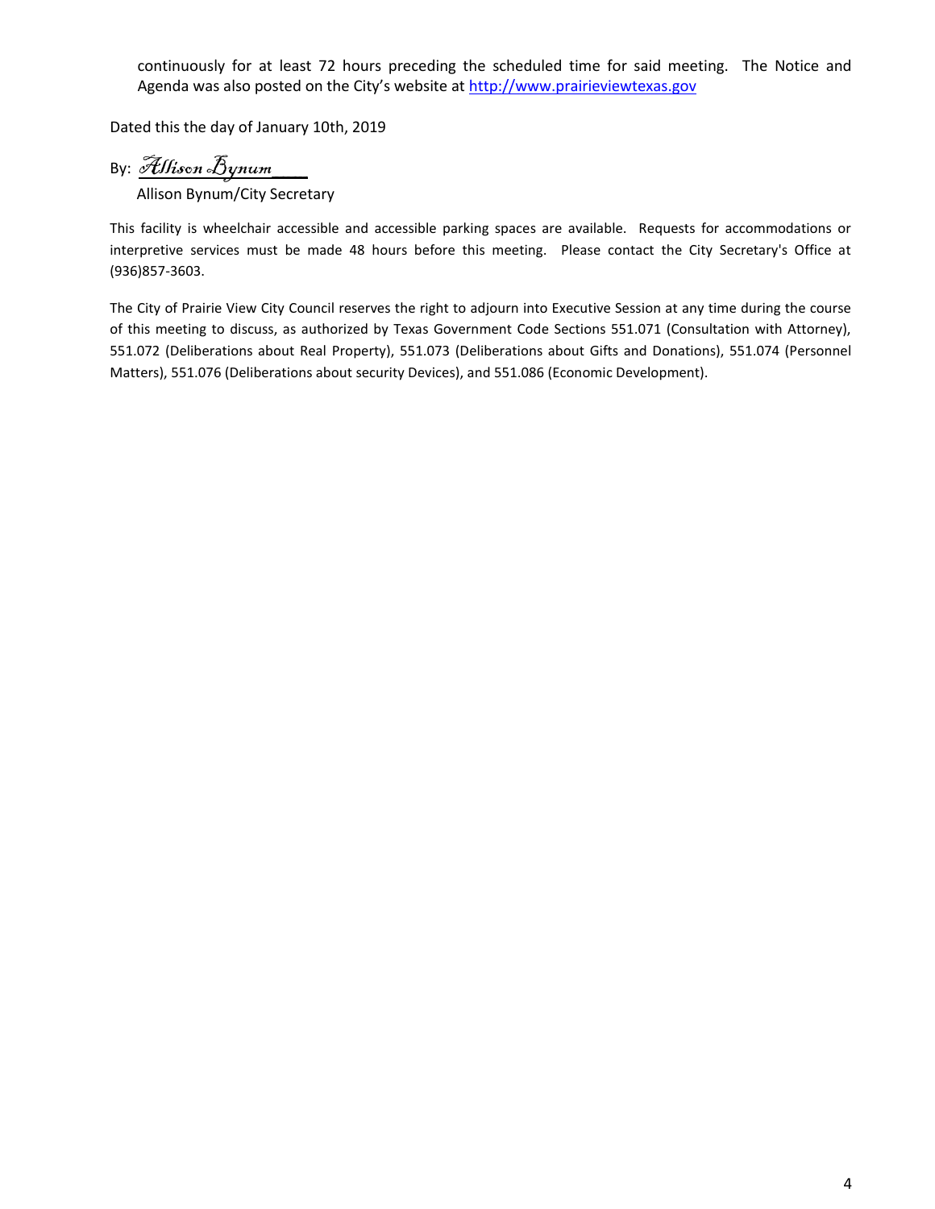continuously for at least 72 hours preceding the scheduled time for said meeting. The Notice and Agenda was also posted on the City's website at http://www.prairieviewtexas.gov

Dated this the day of January 10th, 2019

By: *Allison Bynum*\_\_\_\_

Allison Bynum/City Secretary

This facility is wheelchair accessible and accessible parking spaces are available. Requests for accommodations or interpretive services must be made 48 hours before this meeting. Please contact the City Secretary's Office at (936)857-3603.

The City of Prairie View City Council reserves the right to adjourn into Executive Session at any time during the course of this meeting to discuss, as authorized by Texas Government Code Sections 551.071 (Consultation with Attorney), 551.072 (Deliberations about Real Property), 551.073 (Deliberations about Gifts and Donations), 551.074 (Personnel Matters), 551.076 (Deliberations about security Devices), and 551.086 (Economic Development).